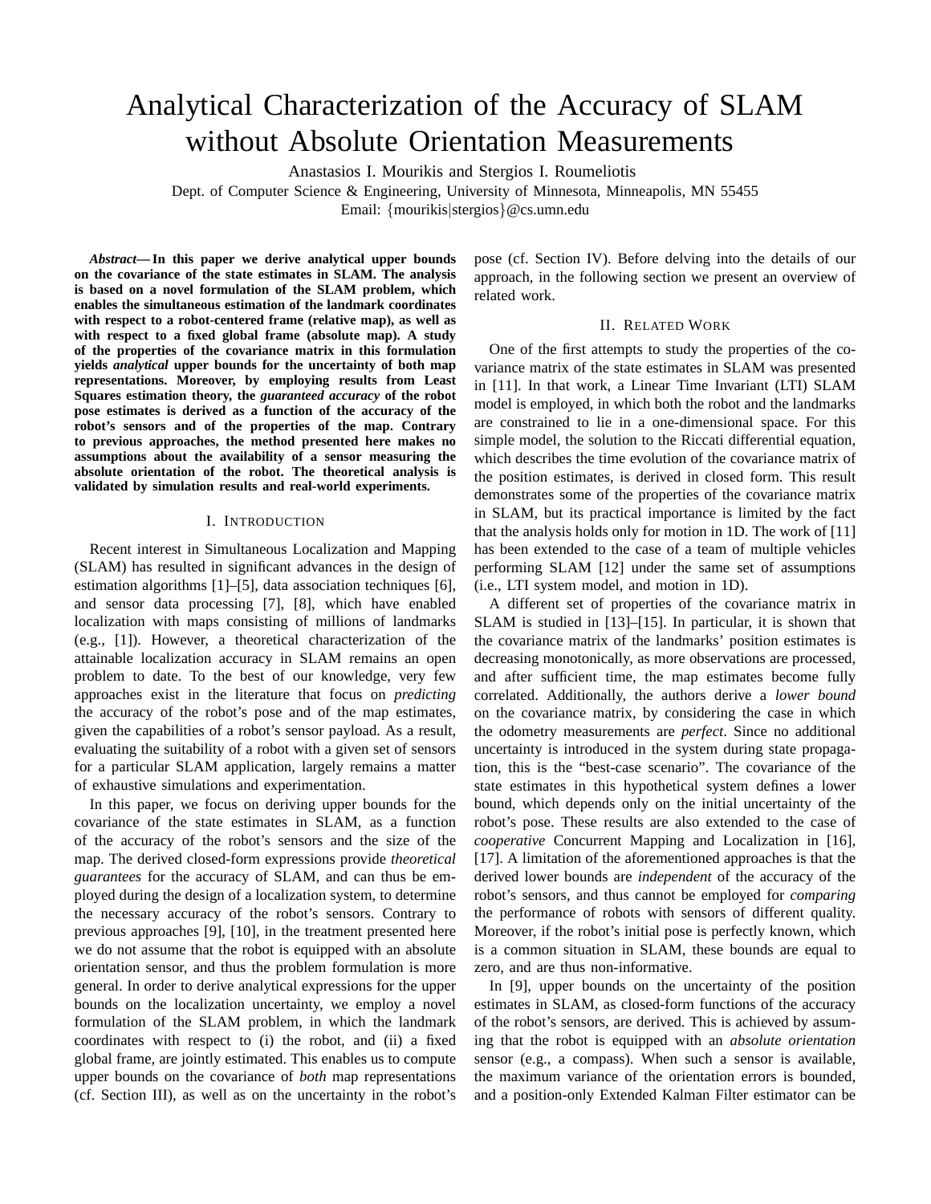# Analytical Characterization of the Accuracy of SLAM without Absolute Orientation Measurements

Anastasios I. Mourikis and Stergios I. Roumeliotis
Dept. of Computer Science & Engineering, University of Minnesota, Minneapolis, MN 55455
Email: {mourikis|stergios}@cs.umn.edu

***Abstract*— In this paper we derive analytical upper bounds on the covariance of the state estimates in SLAM. The analysis is based on a novel formulation of the SLAM problem, which enables the simultaneous estimation of the landmark coordinates with respect to a robot-centered frame (relative map), as well as with respect to a fixed global frame (absolute map). A study of the properties of the covariance matrix in this formulation yields *analytical* upper bounds for the uncertainty of both map representations. Moreover, by employing results from Least Squares estimation theory, the *guaranteed accuracy* of the robot pose estimates is derived as a function of the accuracy of the robot's sensors and of the properties of the map. Contrary to previous approaches, the method presented here makes no assumptions about the availability of a sensor measuring the absolute orientation of the robot. The theoretical analysis is validated by simulation results and real-world experiments.**

## I. Introduction

Recent interest in Simultaneous Localization and Mapping (SLAM) has resulted in significant advances in the design of estimation algorithms [1]–[5], data association techniques [6], and sensor data processing [7], [8], which have enabled localization with maps consisting of millions of landmarks (e.g., [1]). However, a theoretical characterization of the attainable localization accuracy in SLAM remains an open problem to date. To the best of our knowledge, very few approaches exist in the literature that focus on *predicting* the accuracy of the robot's pose and of the map estimates, given the capabilities of a robot's sensor payload. As a result, evaluating the suitability of a robot with a given set of sensors for a particular SLAM application, largely remains a matter of exhaustive simulations and experimentation.

In this paper, we focus on deriving upper bounds for the covariance of the state estimates in SLAM, as a function of the accuracy of the robot's sensors and the size of the map. The derived closed-form expressions provide *theoretical guarantees* for the accuracy of SLAM, and can thus be employed during the design of a localization system, to determine the necessary accuracy of the robot's sensors. Contrary to previous approaches [9], [10], in the treatment presented here we do not assume that the robot is equipped with an absolute orientation sensor, and thus the problem formulation is more general. In order to derive analytical expressions for the upper bounds on the localization uncertainty, we employ a novel formulation of the SLAM problem, in which the landmark coordinates with respect to (i) the robot, and (ii) a fixed global frame, are jointly estimated. This enables us to compute upper bounds on the covariance of *both* map representations (cf. Section III), as well as on the uncertainty in the robot's pose (cf. Section IV). Before delving into the details of our approach, in the following section we present an overview of related work.

## II. Related Work

One of the first attempts to study the properties of the covariance matrix of the state estimates in SLAM was presented in [11]. In that work, a Linear Time Invariant (LTI) SLAM model is employed, in which both the robot and the landmarks are constrained to lie in a one-dimensional space. For this simple model, the solution to the Riccati differential equation, which describes the time evolution of the covariance matrix of the position estimates, is derived in closed form. This result demonstrates some of the properties of the covariance matrix in SLAM, but its practical importance is limited by the fact that the analysis holds only for motion in 1D. The work of [11] has been extended to the case of a team of multiple vehicles performing SLAM [12] under the same set of assumptions (i.e., LTI system model, and motion in 1D).

A different set of properties of the covariance matrix in SLAM is studied in [13]–[15]. In particular, it is shown that the covariance matrix of the landmarks' position estimates is decreasing monotonically, as more observations are processed, and after sufficient time, the map estimates become fully correlated. Additionally, the authors derive a *lower bound* on the covariance matrix, by considering the case in which the odometry measurements are *perfect*. Since no additional uncertainty is introduced in the system during state propagation, this is the "best-case scenario". The covariance of the state estimates in this hypothetical system defines a lower bound, which depends only on the initial uncertainty of the robot's pose. These results are also extended to the case of *cooperative* Concurrent Mapping and Localization in [16], [17]. A limitation of the aforementioned approaches is that the derived lower bounds are *independent* of the accuracy of the robot's sensors, and thus cannot be employed for *comparing* the performance of robots with sensors of different quality. Moreover, if the robot's initial pose is perfectly known, which is a common situation in SLAM, these bounds are equal to zero, and are thus non-informative.

In [9], upper bounds on the uncertainty of the position estimates in SLAM, as closed-form functions of the accuracy of the robot's sensors, are derived. This is achieved by assuming that the robot is equipped with an *absolute orientation* sensor (e.g., a compass). When such a sensor is available, the maximum variance of the orientation errors is bounded, and a position-only Extended Kalman Filter estimator can be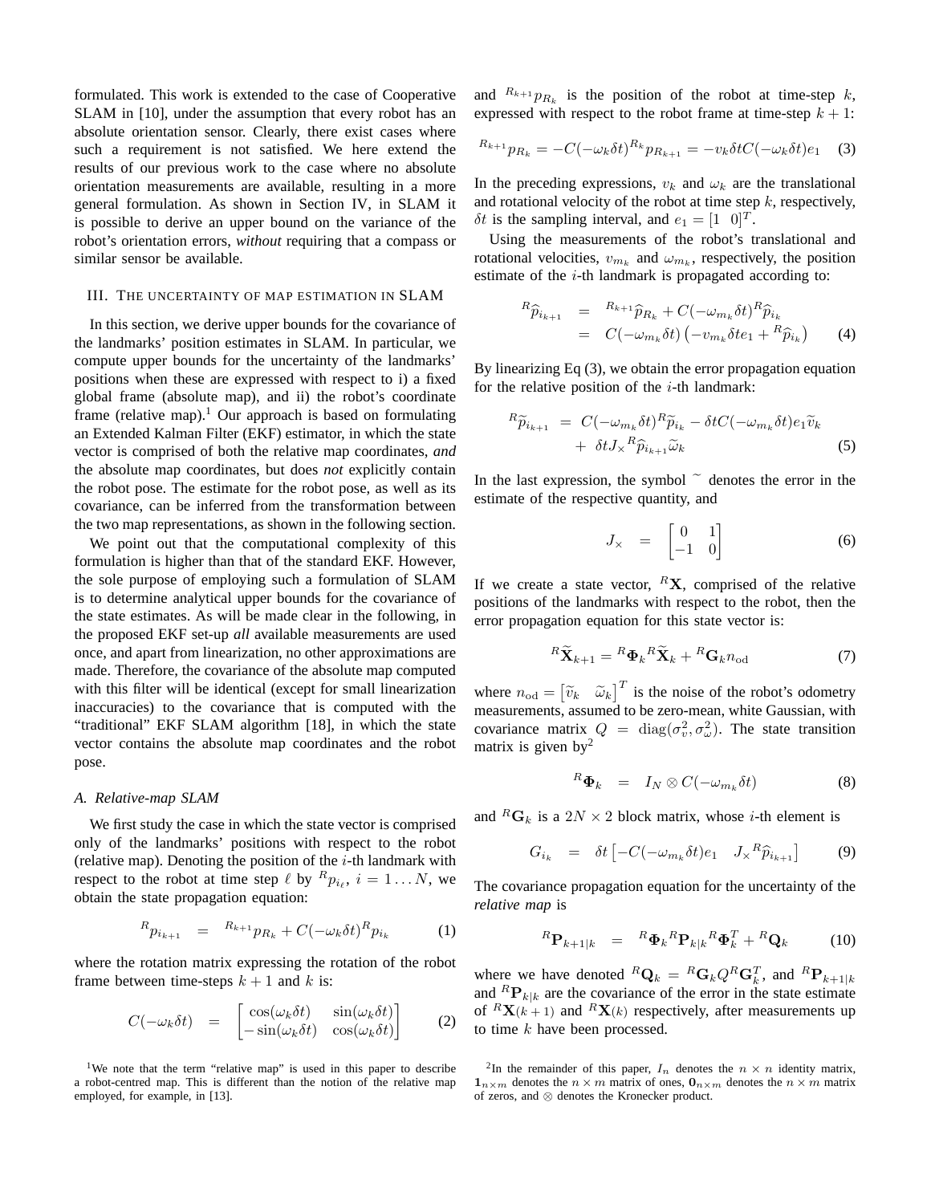formulated. This work is extended to the case of Cooperative SLAM in [10], under the assumption that every robot has an absolute orientation sensor. Clearly, there exist cases where such a requirement is not satisfied. We here extend the results of our previous work to the case where no absolute orientation measurements are available, resulting in a more general formulation. As shown in Section IV, in SLAM it is possible to derive an upper bound on the variance of the robot's orientation errors, *without* requiring that a compass or similar sensor be available.

## III. The uncertainty of map estimation in SLAM

In this section, we derive upper bounds for the covariance of the landmarks' position estimates in SLAM. In particular, we compute upper bounds for the uncertainty of the landmarks' positions when these are expressed with respect to i) a fixed global frame (absolute map), and ii) the robot's coordinate frame (relative map).[1] Our approach is based on formulating an Extended Kalman Filter (EKF) estimator, in which the state vector is comprised of both the relative map coordinates, *and* the absolute map coordinates, but does *not* explicitly contain the robot pose. The estimate for the robot pose, as well as its covariance, can be inferred from the transformation between the two map representations, as shown in the following section.

We point out that the computational complexity of this formulation is higher than that of the standard EKF. However, the sole purpose of employing such a formulation of SLAM is to determine analytical upper bounds for the covariance of the state estimates. As will be made clear in the following, in the proposed EKF set-up *all* available measurements are used once, and apart from linearization, no other approximations are made. Therefore, the covariance of the absolute map computed with this filter will be identical (except for small linearization inaccuracies) to the covariance that is computed with the "traditional" EKF SLAM algorithm [18], in which the state vector contains the absolute map coordinates and the robot pose.

### A. Relative-map SLAM

We first study the case in which the state vector is comprised only of the landmarks' positions with respect to the robot (relative map). Denoting the position of the $i$-th landmark with respect to the robot at time step $\ell$ by ${}^{R}p_{i_\ell}$, $i = 1 \ldots N$, we obtain the state propagation equation:

$$
{}^{R}p_{i_{k+1}} = {}^{R_{k+1}}p_{R_k} + C(-\omega_k \delta t)\,{}^{R}p_{i_k} \tag{1}
$$

where the rotation matrix expressing the rotation of the robot frame between time-steps $k+1$ and $k$ is:

$$
C(-\omega_k \delta t) = \begin{bmatrix} \cos(\omega_k \delta t) & \sin(\omega_k \delta t) \\ -\sin(\omega_k \delta t) & \cos(\omega_k \delta t) \end{bmatrix} \tag{2}
$$

and ${}^{R_{k+1}}p_{R_k}$ is the position of the robot at time-step $k$, expressed with respect to the robot frame at time-step $k+1$:

$$
{}^{R_{k+1}}p_{R_k} = -C(-\omega_k \delta t)\,{}^{R_k}p_{R_{k+1}} = -v_k \delta t C(-\omega_k \delta t) e_1 \tag{3}
$$

In the preceding expressions, $v_k$ and $\omega_k$ are the translational and rotational velocity of the robot at time step $k$, respectively, $\delta t$ is the sampling interval, and $e_1 = [1 \;\; 0]^T$.

Using the measurements of the robot's translational and rotational velocities, $v_{m_k}$ and $\omega_{m_k}$, respectively, the position estimate of the $i$-th landmark is propagated according to:

$$
\begin{aligned}
{}^{R}\widehat{p}_{i_{k+1}} &= {}^{R_{k+1}}\widehat{p}_{R_k} + C(-\omega_{m_k}\delta t)\,{}^{R}\widehat{p}_{i_k} \\
&= C(-\omega_{m_k}\delta t)\left(-v_{m_k}\delta t e_1 + {}^{R}\widehat{p}_{i_k}\right)
\end{aligned} \tag{4}
$$

By linearizing Eq (3), we obtain the error propagation equation for the relative position of the $i$-th landmark:

$$
\begin{aligned}
{}^{R}\widetilde{p}_{i_{k+1}} = {} & C(-\omega_{m_k}\delta t)\,{}^{R}\widetilde{p}_{i_k} - \delta t C(-\omega_{m_k}\delta t) e_1 \widetilde{v}_k \\
& + \delta t J_{\times}\,{}^{R}\widehat{p}_{i_{k+1}} \widetilde{\omega}_k
\end{aligned} \tag{5}
$$

In the last expression, the symbol $\widetilde{\ }$ denotes the error in the estimate of the respective quantity, and

$$
J_{\times} = \begin{bmatrix} 0 & 1 \\ -1 & 0 \end{bmatrix} \tag{6}
$$

If we create a state vector, ${}^{R}\mathbf{X}$, comprised of the relative positions of the landmarks with respect to the robot, then the error propagation equation for this state vector is:

$$
{}^{R}\widetilde{\mathbf{X}}_{k+1} = {}^{R}\mathbf{\Phi}_k\,{}^{R}\widetilde{\mathbf{X}}_k + {}^{R}\mathbf{G}_k n_{\rm od} \tag{7}
$$

where $n_{\rm od} = \begin{bmatrix} \widetilde{v}_k & \widetilde{\omega}_k \end{bmatrix}^T$ is the noise of the robot's odometry measurements, assumed to be zero-mean, white Gaussian, with covariance matrix $Q = \operatorname{diag}(\sigma_v^2, \sigma_\omega^2)$. The state transition matrix is given by[2]

$$
{}^{R}\mathbf{\Phi}_k = I_N \otimes C(-\omega_{m_k}\delta t) \tag{8}
$$

and ${}^{R}\mathbf{G}_k$ is a $2N \times 2$ block matrix, whose $i$-th element is

$$
G_{i_k} = \delta t \begin{bmatrix} -C(-\omega_{m_k}\delta t) e_1 & J_{\times}\,{}^{R}\widehat{p}_{i_{k+1}} \end{bmatrix} \tag{9}
$$

The covariance propagation equation for the uncertainty of the *relative map* is

$$
{}^{R}\mathbf{P}_{k+1|k} = {}^{R}\mathbf{\Phi}_k\,{}^{R}\mathbf{P}_{k|k}\,{}^{R}\mathbf{\Phi}_k^T + {}^{R}\mathbf{Q}_k \tag{10}
$$

where we have denoted ${}^{R}\mathbf{Q}_k = {}^{R}\mathbf{G}_k Q\,{}^{R}\mathbf{G}_k^T$, and ${}^{R}\mathbf{P}_{k+1|k}$ and ${}^{R}\mathbf{P}_{k|k}$ are the covariance of the error in the state estimate of ${}^{R}\mathbf{X}(k+1)$ and ${}^{R}\mathbf{X}(k)$ respectively, after measurements up to time $k$ have been processed.

[1] We note that the term "relative map" is used in this paper to describe a robot-centred map. This is different than the notion of the relative map employed, for example, in [13].

[2] In the remainder of this paper, $I_n$ denotes the $n \times n$ identity matrix, $\mathbf{1}_{n\times m}$ denotes the $n \times m$ matrix of ones, $\mathbf{0}_{n\times m}$ denotes the $n \times m$ matrix of zeros, and $\otimes$ denotes the Kronecker product.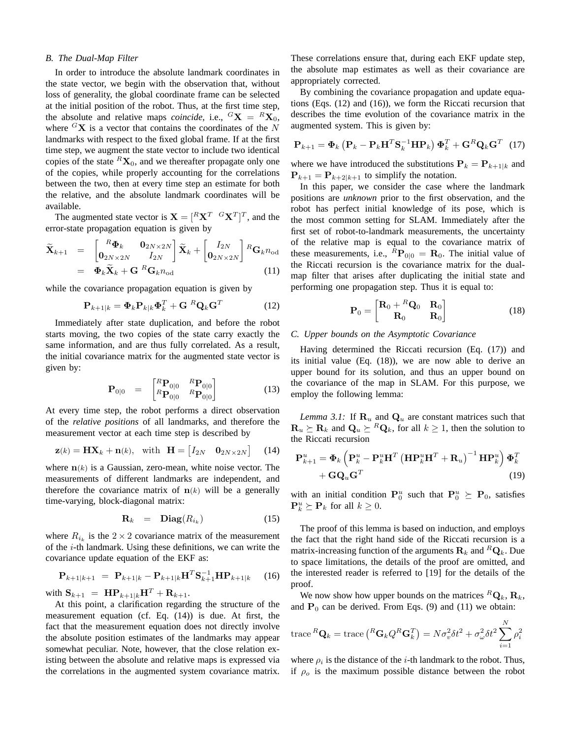### B. The Dual-Map Filter

In order to introduce the absolute landmark coordinates in the state vector, we begin with the observation that, without loss of generality, the global coordinate frame can be selected at the initial position of the robot. Thus, at the first time step, the absolute and relative maps *coincide*, i.e., ${}^G\mathbf{X} = {}^R\mathbf{X}_0$, where ${}^G\mathbf{X}$ is a vector that contains the coordinates of the $N$ landmarks with respect to the fixed global frame. If at the first time step, we augment the state vector to include two identical copies of the state ${}^R\mathbf{X}_0$, and we thereafter propagate only one of the copies, while properly accounting for the correlations between the two, then at every time step an estimate for both the relative, and the absolute landmark coordinates will be available.

The augmented state vector is $\mathbf{X} = [{}^R\mathbf{X}^T \;\; {}^G\mathbf{X}^T]^T$, and the error-state propagation equation is given by

$$\begin{aligned}
\widetilde{\mathbf{X}}_{k+1} &= \begin{bmatrix} {}^R\mathbf{\Phi}_k & \mathbf{0}_{2N\times 2N} \\ \mathbf{0}_{2N\times 2N} & I_{2N} \end{bmatrix} \widetilde{\mathbf{X}}_k + \begin{bmatrix} I_{2N} \\ \mathbf{0}_{2N\times 2N} \end{bmatrix} {}^R\mathbf{G}_k n_{\text{od}} \\
&= \mathbf{\Phi}_k \widetilde{\mathbf{X}}_k + \mathbf{G}\; {}^R\mathbf{G}_k n_{\text{od}} \qquad (11)
\end{aligned}$$

while the covariance propagation equation is given by

$$\mathbf{P}_{k+1|k} = \mathbf{\Phi}_k \mathbf{P}_{k|k} \mathbf{\Phi}_k^T + \mathbf{G}\; {}^R\mathbf{Q}_k \mathbf{G}^T \qquad (12)$$

Immediately after state duplication, and before the robot starts moving, the two copies of the state carry exactly the same information, and are thus fully correlated. As a result, the initial covariance matrix for the augmented state vector is given by:

$$\mathbf{P}_{0|0} = \begin{bmatrix} {}^R\mathbf{P}_{0|0} & {}^R\mathbf{P}_{0|0} \\ {}^R\mathbf{P}_{0|0} & {}^R\mathbf{P}_{0|0} \end{bmatrix} \qquad (13)$$

At every time step, the robot performs a direct observation of the *relative positions* of all landmarks, and therefore the measurement vector at each time step is described by

$$\mathbf{z}(k) = \mathbf{H}\mathbf{X}_k + \mathbf{n}(k), \quad \text{with} \quad \mathbf{H} = \begin{bmatrix} I_{2N} & \mathbf{0}_{2N\times 2N} \end{bmatrix} \qquad (14)$$

where $\mathbf{n}(k)$ is a Gaussian, zero-mean, white noise vector. The measurements of different landmarks are independent, and therefore the covariance matrix of $\mathbf{n}(k)$ will be a generally time-varying, block-diagonal matrix:

$$\mathbf{R}_k = \mathbf{Diag}(R_{i_k}) \qquad (15)$$

where $R_{i_k}$ is the $2\times 2$ covariance matrix of the measurement of the $i$-th landmark. Using these definitions, we can write the covariance update equation of the EKF as:

$$\mathbf{P}_{k+1|k+1} = \mathbf{P}_{k+1|k} - \mathbf{P}_{k+1|k}\mathbf{H}^T\mathbf{S}_{k+1}^{-1}\mathbf{H}\mathbf{P}_{k+1|k} \qquad (16)$$

with $\mathbf{S}_{k+1} = \mathbf{H}\mathbf{P}_{k+1|k}\mathbf{H}^T + \mathbf{R}_{k+1}$.

At this point, a clarification regarding the structure of the measurement equation (cf. Eq. (14)) is due. At first, the fact that the measurement equation does not directly involve the absolute position estimates of the landmarks may appear somewhat peculiar. Note, however, that the close relation existing between the absolute and relative maps is expressed via the correlations in the augmented system covariance matrix. These correlations ensure that, during each EKF update step, the absolute map estimates as well as their covariance are appropriately corrected.

By combining the covariance propagation and update equations (Eqs. (12) and (16)), we form the Riccati recursion that describes the time evolution of the covariance matrix in the augmented system. This is given by:

$$\mathbf{P}_{k+1} = \mathbf{\Phi}_k \left(\mathbf{P}_k - \mathbf{P}_k\mathbf{H}^T\mathbf{S}_k^{-1}\mathbf{H}\mathbf{P}_k\right)\mathbf{\Phi}_k^T + \mathbf{G}\,{}^R\mathbf{Q}_k\mathbf{G}^T \qquad (17)$$

where we have introduced the substitutions $\mathbf{P}_k = \mathbf{P}_{k+1|k}$ and $\mathbf{P}_{k+1} = \mathbf{P}_{k+2|k+1}$ to simplify the notation.

In this paper, we consider the case where the landmark positions are *unknown* prior to the first observation, and the robot has perfect initial knowledge of its pose, which is the most common setting for SLAM. Immediately after the first set of robot-to-landmark measurements, the uncertainty of the relative map is equal to the covariance matrix of these measurements, i.e., ${}^R\mathbf{P}_{0|0} = \mathbf{R}_0$. The initial value of the Riccati recursion is the covariance matrix for the dual-map filter that arises after duplicating the initial state and performing one propagation step. Thus it is equal to:

$$\mathbf{P}_0 = \begin{bmatrix} \mathbf{R}_0 + {}^R\mathbf{Q}_0 & \mathbf{R}_0 \\ \mathbf{R}_0 & \mathbf{R}_0 \end{bmatrix} \qquad (18)$$

### C. Upper bounds on the Asymptotic Covariance

Having determined the Riccati recursion (Eq. (17)) and its initial value (Eq. (18)), we are now able to derive an upper bound for its solution, and thus an upper bound on the covariance of the map in SLAM. For this purpose, we employ the following lemma:

*Lemma 3.1:* If $\mathbf{R}_u$ and $\mathbf{Q}_u$ are constant matrices such that $\mathbf{R}_u \succeq \mathbf{R}_k$ and $\mathbf{Q}_u \succeq {}^R\mathbf{Q}_k$, for all $k \geq 1$, then the solution to the Riccati recursion

$$\begin{aligned}
\mathbf{P}_{k+1}^u = \mathbf{\Phi}_k &\left(\mathbf{P}_k^u - \mathbf{P}_k^u\mathbf{H}^T\left(\mathbf{H}\mathbf{P}_k^u\mathbf{H}^T + \mathbf{R}_u\right)^{-1}\mathbf{H}\mathbf{P}_k^u\right)\mathbf{\Phi}_k^T \\
&+ \mathbf{G}\mathbf{Q}_u\mathbf{G}^T \qquad (19)
\end{aligned}$$

with an initial condition $\mathbf{P}_0^u$ such that $\mathbf{P}_0^u \succeq \mathbf{P}_0$, satisfies $\mathbf{P}_k^u \succeq \mathbf{P}_k$ for all $k \geq 0$.

The proof of this lemma is based on induction, and employs the fact that the right hand side of the Riccati recursion is a matrix-increasing function of the arguments $\mathbf{R}_k$ and ${}^R\mathbf{Q}_k$. Due to space limitations, the details of the proof are omitted, and the interested reader is referred to [19] for the details of the proof.

We now show how upper bounds on the matrices ${}^R\mathbf{Q}_k$, $\mathbf{R}_k$, and $\mathbf{P}_0$ can be derived. From Eqs. (9) and (11) we obtain:

$$\operatorname{trace}{}^R\mathbf{Q}_k = \operatorname{trace}\left({}^R\mathbf{G}_k Q\, {}^R\mathbf{G}_k^T\right) = N\sigma_v^2\delta t^2 + \sigma_\omega^2\delta t^2\sum_{i=1}^N \rho_i^2$$

where $\rho_i$ is the distance of the $i$-th landmark to the robot. Thus, if $\rho_o$ is the maximum possible distance between the robot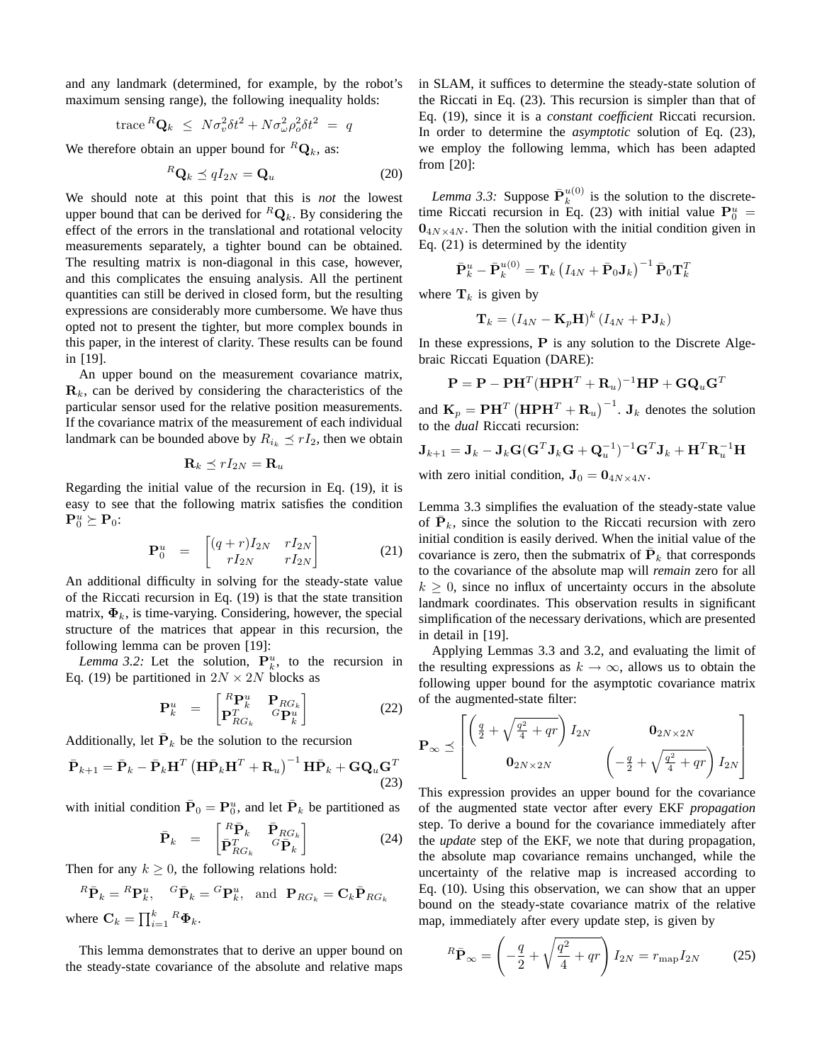and any landmark (determined, for example, by the robot's maximum sensing range), the following inequality holds:

$$\text{trace}\, {}^R\mathbf{Q}_k \;\le\; N\sigma_v^2 \delta t^2 + N\sigma_\omega^2 \rho_o^2 \delta t^2 \;=\; q$$

We therefore obtain an upper bound for ${}^R\mathbf{Q}_k$, as:

$$ {}^R\mathbf{Q}_k \preceq q I_{2N} = \mathbf{Q}_u \tag{20}$$

We should note at this point that this is *not* the lowest upper bound that can be derived for ${}^R\mathbf{Q}_k$. By considering the effect of the errors in the translational and rotational velocity measurements separately, a tighter bound can be obtained. The resulting matrix is non-diagonal in this case, however, and this complicates the ensuing analysis. All the pertinent quantities can still be derived in closed form, but the resulting expressions are considerably more cumbersome. We have thus opted not to present the tighter, but more complex bounds in this paper, in the interest of clarity. These results can be found in [19].

An upper bound on the measurement covariance matrix, $\mathbf{R}_k$, can be derived by considering the characteristics of the particular sensor used for the relative position measurements. If the covariance matrix of the measurement of each individual landmark can be bounded above by $R_{i_k} \preceq r I_2$, then we obtain

$$\mathbf{R}_k \preceq r I_{2N} = \mathbf{R}_u$$

Regarding the initial value of the recursion in Eq. (19), it is easy to see that the following matrix satisfies the condition $\mathbf{P}_0^u \succeq \mathbf{P}_0$:

$$\mathbf{P}_0^u \;=\; \begin{bmatrix} (q+r) I_{2N} & r I_{2N} \\ r I_{2N} & r I_{2N} \end{bmatrix} \tag{21}$$

An additional difficulty in solving for the steady-state value of the Riccati recursion in Eq. (19) is that the state transition matrix, $\mathbf{\Phi}_k$, is time-varying. Considering, however, the special structure of the matrices that appear in this recursion, the following lemma can be proven [19]:

*Lemma 3.2:* Let the solution, $\mathbf{P}_k^u$, to the recursion in Eq. (19) be partitioned in $2N \times 2N$ blocks as

$$\mathbf{P}_k^u \;=\; \begin{bmatrix} {}^R\mathbf{P}_k^u & \mathbf{P}_{RG_k} \\ \mathbf{P}_{RG_k}^T & {}^G\mathbf{P}_k^u \end{bmatrix} \tag{22}$$

Additionally, let $\bar{\mathbf{P}}_k$ be the solution to the recursion

$$\bar{\mathbf{P}}_{k+1} = \bar{\mathbf{P}}_k - \bar{\mathbf{P}}_k \mathbf{H}^T \left( \mathbf{H}\bar{\mathbf{P}}_k \mathbf{H}^T + \mathbf{R}_u \right)^{-1} \mathbf{H}\bar{\mathbf{P}}_k + \mathbf{G}\mathbf{Q}_u \mathbf{G}^T \tag{23}$$

with initial condition $\bar{\mathbf{P}}_0 = \mathbf{P}_0^u$, and let $\bar{\mathbf{P}}_k$ be partitioned as

$$\bar{\mathbf{P}}_k \;=\; \begin{bmatrix} {}^R\bar{\mathbf{P}}_k & \bar{\mathbf{P}}_{RG_k} \\ \bar{\mathbf{P}}_{RG_k}^T & {}^G\bar{\mathbf{P}}_k \end{bmatrix} \tag{24}$$

Then for any $k \ge 0$, the following relations hold:

$${}^R\bar{\mathbf{P}}_k = {}^R\mathbf{P}_k^u, \quad {}^G\bar{\mathbf{P}}_k = {}^G\mathbf{P}_k^u, \quad \text{and} \quad \mathbf{P}_{RG_k} = \mathbf{C}_k \bar{\mathbf{P}}_{RG_k}$$

where $\mathbf{C}_k = \prod_{i=1}^k {}^R\mathbf{\Phi}_k$.

This lemma demonstrates that to derive an upper bound on the steady-state covariance of the absolute and relative maps in SLAM, it suffices to determine the steady-state solution of the Riccati in Eq. (23). This recursion is simpler than that of Eq. (19), since it is a *constant coefficient* Riccati recursion. In order to determine the *asymptotic* solution of Eq. (23), we employ the following lemma, which has been adapted from [20]:

*Lemma 3.3:* Suppose $\bar{\mathbf{P}}_k^{u(0)}$ is the solution to the discrete-time Riccati recursion in Eq. (23) with initial value $\mathbf{P}_0^u = \mathbf{0}_{4N\times 4N}$. Then the solution with the initial condition given in Eq. (21) is determined by the identity

$$\bar{\mathbf{P}}_k^u - \bar{\mathbf{P}}_k^{u(0)} = \mathbf{T}_k \left( I_{4N} + \bar{\mathbf{P}}_0 \mathbf{J}_k \right)^{-1} \bar{\mathbf{P}}_0 \mathbf{T}_k^T$$

where $\mathbf{T}_k$ is given by

$$\mathbf{T}_k = \left( I_{4N} - \mathbf{K}_p \mathbf{H} \right)^k \left( I_{4N} + \mathbf{P}\mathbf{J}_k \right)$$

In these expressions, $\mathbf{P}$ is any solution to the Discrete Algebraic Riccati Equation (DARE):

$$\mathbf{P} = \mathbf{P} - \mathbf{P}\mathbf{H}^T (\mathbf{H}\mathbf{P}\mathbf{H}^T + \mathbf{R}_u)^{-1} \mathbf{H}\mathbf{P} + \mathbf{G}\mathbf{Q}_u \mathbf{G}^T$$

and $\mathbf{K}_p = \mathbf{P}\mathbf{H}^T \left( \mathbf{H}\mathbf{P}\mathbf{H}^T + \mathbf{R}_u \right)^{-1}$. $\mathbf{J}_k$ denotes the solution to the *dual* Riccati recursion:

$$\mathbf{J}_{k+1} = \mathbf{J}_k - \mathbf{J}_k \mathbf{G} (\mathbf{G}^T \mathbf{J}_k \mathbf{G} + \mathbf{Q}_u^{-1})^{-1} \mathbf{G}^T \mathbf{J}_k + \mathbf{H}^T \mathbf{R}_u^{-1} \mathbf{H}$$

with zero initial condition, $\mathbf{J}_0 = \mathbf{0}_{4N\times 4N}$.

Lemma 3.3 simplifies the evaluation of the steady-state value of $\bar{\mathbf{P}}_k$, since the solution to the Riccati recursion with zero initial condition is easily derived. When the initial value of the covariance is zero, then the submatrix of $\bar{\mathbf{P}}_k$ that corresponds to the covariance of the absolute map will *remain* zero for all $k \ge 0$, since no influx of uncertainty occurs in the absolute landmark coordinates. This observation results in significant simplification of the necessary derivations, which are presented in detail in [19].

Applying Lemmas 3.3 and 3.2, and evaluating the limit of the resulting expressions as $k \to \infty$, allows us to obtain the following upper bound for the asymptotic covariance matrix of the augmented-state filter:

$$\mathbf{P}_\infty \preceq \begin{bmatrix} \left( \frac{q}{2} + \sqrt{\frac{q^2}{4} + qr} \right) I_{2N} & \mathbf{0}_{2N\times 2N} \\ \mathbf{0}_{2N\times 2N} & \left( -\frac{q}{2} + \sqrt{\frac{q^2}{4} + qr} \right) I_{2N} \end{bmatrix}$$

This expression provides an upper bound for the covariance of the augmented state vector after every EKF *propagation* step. To derive a bound for the covariance immediately after the *update* step of the EKF, we note that during propagation, the absolute map covariance remains unchanged, while the uncertainty of the relative map is increased according to Eq. (10). Using this observation, we can show that an upper bound on the steady-state covariance matrix of the relative map, immediately after every update step, is given by

$${}^R\bar{\mathbf{P}}_\infty = \left( -\frac{q}{2} + \sqrt{\frac{q^2}{4} + qr} \right) I_{2N} = r_{\text{map}} I_{2N} \tag{25}$$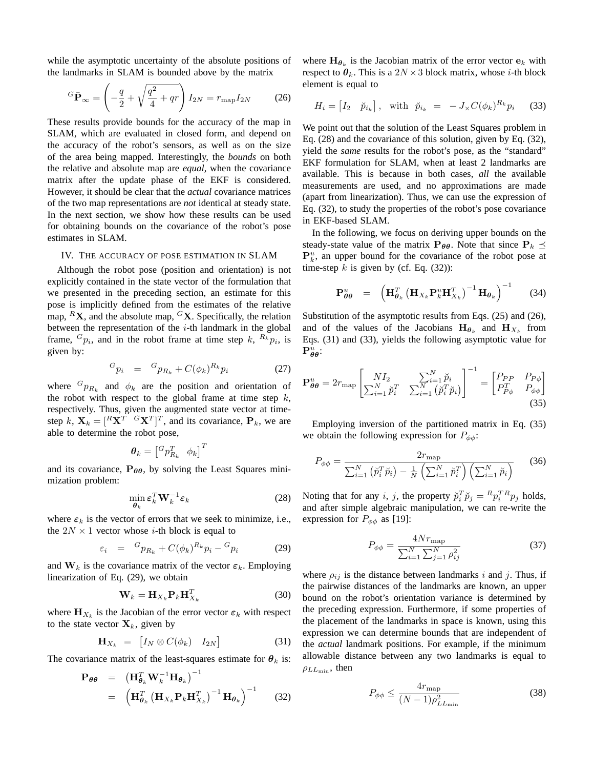while the asymptotic uncertainty of the absolute positions of the landmarks in SLAM is bounded above by the matrix

$$
{}^{G}\bar{\mathbf{P}}_{\infty} = \left( -\frac{q}{2} + \sqrt{\frac{q^2}{4} + qr} \right) I_{2N} = r_{\text{map}} I_{2N} \tag{26}
$$

These results provide bounds for the accuracy of the map in SLAM, which are evaluated in closed form, and depend on the accuracy of the robot's sensors, as well as on the size of the area being mapped. Interestingly, the *bounds* on both the relative and absolute map are *equal*, when the covariance matrix after the update phase of the EKF is considered. However, it should be clear that the *actual* covariance matrices of the two map representations are *not* identical at steady state. In the next section, we show how these results can be used for obtaining bounds on the covariance of the robot's pose estimates in SLAM.

## IV. The accuracy of pose estimation in SLAM

Although the robot pose (position and orientation) is not explicitly contained in the state vector of the formulation that we presented in the preceding section, an estimate for this pose is implicitly defined from the estimates of the relative map, ${}^{R}\mathbf{X}$, and the absolute map, ${}^{G}\mathbf{X}$. Specifically, the relation between the representation of the $i$-th landmark in the global frame, ${}^{G}p_i$, and in the robot frame at time step $k$, ${}^{R_k}p_i$, is given by:

$$
{}^{G}p_i \;\; = \;\; {}^{G}p_{R_k} + C(\phi_k){}^{R_k}p_i \tag{27}
$$

where ${}^{G}p_{R_k}$ and $\phi_k$ are the position and orientation of the robot with respect to the global frame at time step $k$, respectively. Thus, given the augmented state vector at time-step $k$, $\mathbf{X}_k = [{}^{R}\mathbf{X}^T \;\; {}^{G}\mathbf{X}^T]^T$, and its covariance, $\mathbf{P}_k$, we are able to determine the robot pose,

$$
\boldsymbol{\theta}_k = \begin{bmatrix} {}^{G}p_{R_k}^T & \phi_k \end{bmatrix}^T
$$

and its covariance, $\mathbf{P}_{\boldsymbol{\theta}\boldsymbol{\theta}}$, by solving the Least Squares minimization problem:

$$
\min_{\boldsymbol{\theta}_k} \boldsymbol{\varepsilon}_k^T \mathbf{W}_k^{-1} \boldsymbol{\varepsilon}_k \tag{28}
$$

where $\boldsymbol{\varepsilon}_k$ is the vector of errors that we seek to minimize, i.e., the $2N \times 1$ vector whose $i$-th block is equal to

$$
\varepsilon_i \;\; = \;\; {}^{G}p_{R_k} + C(\phi_k){}^{R_k}p_i - {}^{G}p_i \tag{29}
$$

and $\mathbf{W}_k$ is the covariance matrix of the vector $\boldsymbol{\varepsilon}_k$. Employing linearization of Eq. (29), we obtain

$$
\mathbf{W}_k = \mathbf{H}_{X_k} \mathbf{P}_k \mathbf{H}_{X_k}^T \tag{30}
$$

where $\mathbf{H}_{X_k}$ is the Jacobian of the error vector $\boldsymbol{\varepsilon}_k$ with respect to the state vector $\mathbf{X}_k$, given by

$$
\mathbf{H}_{X_k} \;\; = \;\; \begin{bmatrix} I_N \otimes C(\phi_k) & I_{2N} \end{bmatrix} \tag{31}
$$

The covariance matrix of the least-squares estimate for $\boldsymbol{\theta}_k$ is:

$$
\begin{aligned}
\mathbf{P}_{\boldsymbol{\theta}\boldsymbol{\theta}} \;\; &= \;\; \left( \mathbf{H}_{\boldsymbol{\theta}_k}^T \mathbf{W}_k^{-1} \mathbf{H}_{\boldsymbol{\theta}_k} \right)^{-1} \\
&= \;\; \left( \mathbf{H}_{\boldsymbol{\theta}_k}^T \left( \mathbf{H}_{X_k} \mathbf{P}_k \mathbf{H}_{X_k}^T \right)^{-1} \mathbf{H}_{\boldsymbol{\theta}_k} \right)^{-1}
\end{aligned} \tag{32}
$$

where $\mathbf{H}_{\boldsymbol{\theta}_k}$ is the Jacobian matrix of the error vector $\mathbf{e}_k$ with respect to $\boldsymbol{\theta}_k$. This is a $2N \times 3$ block matrix, whose $i$-th block element is equal to

$$
H_i = \begin{bmatrix} I_2 & \breve{p}_{i_k} \end{bmatrix}, \;\; \text{with} \;\; \breve{p}_{i_k} \;\; = \;\; -J_{\times} C(\phi_k){}^{R_k}p_i \tag{33}
$$

We point out that the solution of the Least Squares problem in Eq. (28) and the covariance of this solution, given by Eq. (32), yield the *same* results for the robot's pose, as the "standard" EKF formulation for SLAM, when at least 2 landmarks are available. This is because in both cases, *all* the available measurements are used, and no approximations are made (apart from linearization). Thus, we can use the expression of Eq. (32), to study the properties of the robot's pose covariance in EKF-based SLAM.

In the following, we focus on deriving upper bounds on the steady-state value of the matrix $\mathbf{P}_{\boldsymbol{\theta}\boldsymbol{\theta}}$. Note that since $\mathbf{P}_k \preceq \mathbf{P}_k^u$, an upper bound for the covariance of the robot pose at time-step $k$ is given by (cf. Eq. (32)):

$$
\mathbf{P}_{\boldsymbol{\theta}\boldsymbol{\theta}}^u \;\; = \;\; \left( \mathbf{H}_{\boldsymbol{\theta}_k}^T \left( \mathbf{H}_{X_k} \mathbf{P}_k^u \mathbf{H}_{X_k}^T \right)^{-1} \mathbf{H}_{\boldsymbol{\theta}_k} \right)^{-1} \tag{34}
$$

Substitution of the asymptotic results from Eqs. (25) and (26), and of the values of the Jacobians $\mathbf{H}_{\boldsymbol{\theta}_k}$ and $\mathbf{H}_{X_k}$ from Eqs. (31) and (33), yields the following asymptotic value for $\mathbf{P}_{\boldsymbol{\theta}\boldsymbol{\theta}}^u$:

$$
\mathbf{P}_{\boldsymbol{\theta}\boldsymbol{\theta}}^u = 2r_{\text{map}} \begin{bmatrix} NI_2 & \sum_{i=1}^N \breve{p}_i \\ \sum_{i=1}^N \breve{p}_i^T & \sum_{i=1}^N \left( \breve{p}_i^T \breve{p}_i \right) \end{bmatrix}^{-1} = \begin{bmatrix} P_{PP} & P_{P\phi} \\ P_{P\phi}^T & P_{\phi\phi} \end{bmatrix} \tag{35}
$$

Employing inversion of the partitioned matrix in Eq. (35) we obtain the following expression for $P_{\phi\phi}$:

$$
P_{\phi\phi} = \frac{2r_{\text{map}}}{\sum_{i=1}^N \left( \breve{p}_i^T \breve{p}_i \right) - \frac{1}{N} \left( \sum_{i=1}^N \breve{p}_i^T \right) \left( \sum_{i=1}^N \breve{p}_i \right)} \tag{36}
$$

Noting that for any $i$, $j$, the property $\breve{p}_i^T \breve{p}_j = {}^{R}p_i^T {}^{R}p_j$ holds, and after simple algebraic manipulation, we can re-write the expression for $P_{\phi\phi}$ as [19]:

$$
P_{\phi\phi} = \frac{4Nr_{\text{map}}}{\sum_{i=1}^N \sum_{j=1}^N \rho_{ij}^2} \tag{37}
$$

where $\rho_{ij}$ is the distance between landmarks $i$ and $j$. Thus, if the pairwise distances of the landmarks are known, an upper bound on the robot's orientation variance is determined by the preceding expression. Furthermore, if some properties of the placement of the landmarks in space is known, using this expression we can determine bounds that are independent of the *actual* landmark positions. For example, if the minimum allowable distance between any two landmarks is equal to $\rho_{LL_{\min}}$, then

$$
P_{\phi\phi} \leq \frac{4r_{\text{map}}}{(N-1)\rho_{LL_{\min}}^2} \tag{38}
$$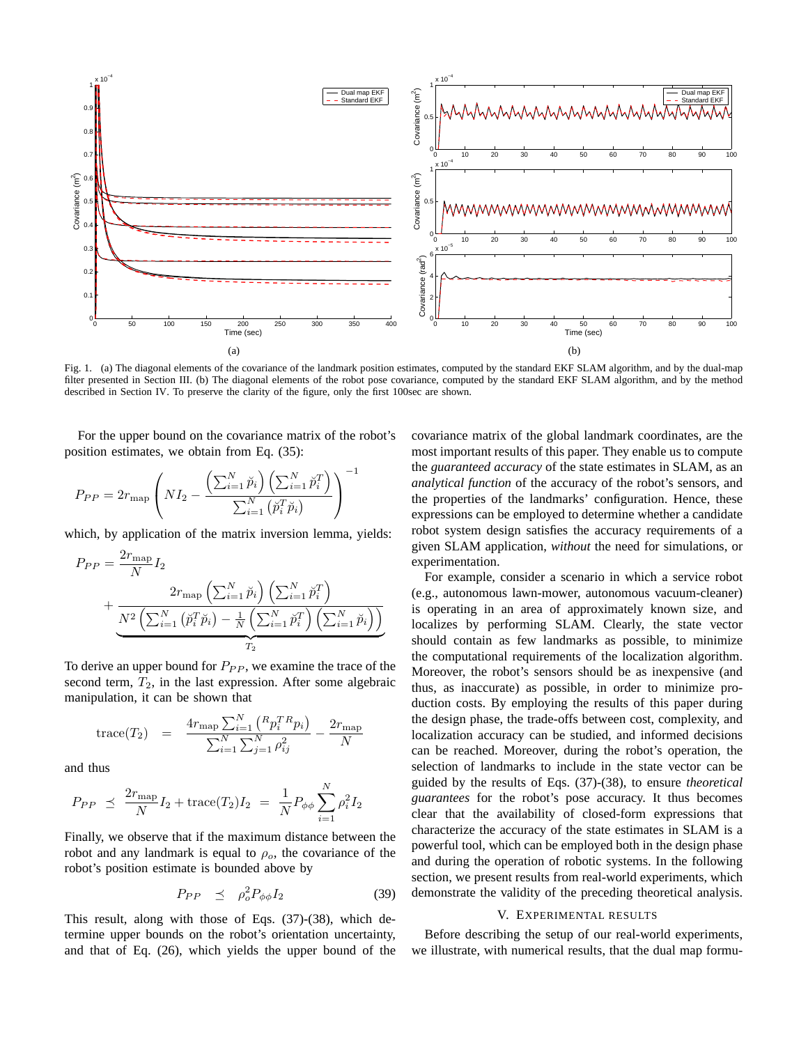Fig. 1. (a) The diagonal elements of the covariance of the landmark position estimates, computed by the standard EKF SLAM algorithm, and by the dual-map filter presented in Section III. (b) The diagonal elements of the robot pose covariance, computed by the standard EKF SLAM algorithm, and by the method described in Section IV. To preserve the clarity of the figure, only the first 100sec are shown.

For the upper bound on the covariance matrix of the robot's position estimates, we obtain from Eq. (35):

$$P_{PP} = 2r_{\mathrm{map}} \left( N I_2 - \frac{\left(\sum_{i=1}^N \breve{p}_i\right)\left(\sum_{i=1}^N \breve{p}_i^T\right)}{\sum_{i=1}^N \left(\breve{p}_i^T \breve{p}_i\right)} \right)^{-1}$$

which, by application of the matrix inversion lemma, yields:

$$P_{PP} = \frac{2r_{\mathrm{map}}}{N} I_2 + \underbrace{\frac{2r_{\mathrm{map}} \left(\sum_{i=1}^N \breve{p}_i\right)\left(\sum_{i=1}^N \breve{p}_i^T\right)}{N^2 \left( \sum_{i=1}^N \left(\breve{p}_i^T \breve{p}_i\right) - \frac{1}{N}\left(\sum_{i=1}^N \breve{p}_i^T\right)\left(\sum_{i=1}^N \breve{p}_i\right)\right)}}_{T_2}$$

To derive an upper bound for $P_{PP}$, we examine the trace of the second term, $T_2$, in the last expression. After some algebraic manipulation, it can be shown that

$$\mathrm{trace}(T_2) = \frac{4r_{\mathrm{map}} \sum_{i=1}^N \left({}^R p_i^T \, {}^R p_i\right)}{\sum_{i=1}^N \sum_{j=1}^N \rho_{ij}^2} - \frac{2r_{\mathrm{map}}}{N}$$

and thus

$$P_{PP} \preceq \frac{2r_{\mathrm{map}}}{N} I_2 + \mathrm{trace}(T_2) I_2 = \frac{1}{N} P_{\phi\phi} \sum_{i=1}^N \rho_i^2 I_2$$

Finally, we observe that if the maximum distance between the robot and any landmark is equal to $\rho_o$, the covariance of the robot's position estimate is bounded above by

$$P_{PP} \preceq \rho_o^2 P_{\phi\phi} I_2 \tag{39}$$

This result, along with those of Eqs. (37)-(38), which determine upper bounds on the robot's orientation uncertainty, and that of Eq. (26), which yields the upper bound of the covariance matrix of the global landmark coordinates, are the most important results of this paper. They enable us to compute the *guaranteed accuracy* of the state estimates in SLAM, as an *analytical function* of the accuracy of the robot's sensors, and the properties of the landmarks' configuration. Hence, these expressions can be employed to determine whether a candidate robot system design satisfies the accuracy requirements of a given SLAM application, *without* the need for simulations, or experimentation.

For example, consider a scenario in which a service robot (e.g., autonomous lawn-mower, autonomous vacuum-cleaner) is operating in an area of approximately known size, and localizes by performing SLAM. Clearly, the state vector should contain as few landmarks as possible, to minimize the computational requirements of the localization algorithm. Moreover, the robot's sensors should be as inexpensive (and thus, as inaccurate) as possible, in order to minimize production costs. By employing the results of this paper during the design phase, the trade-offs between cost, complexity, and localization accuracy can be studied, and informed decisions can be reached. Moreover, during the robot's operation, the selection of landmarks to include in the state vector can be guided by the results of Eqs. (37)-(38), to ensure *theoretical guarantees* for the robot's pose accuracy. It thus becomes clear that the availability of closed-form expressions that characterize the accuracy of the state estimates in SLAM is a powerful tool, which can be employed both in the design phase and during the operation of robotic systems. In the following section, we present results from real-world experiments, which demonstrate the validity of the preceding theoretical analysis.

## V. Experimental Results

Before describing the setup of our real-world experiments, we illustrate, with numerical results, that the dual map formu-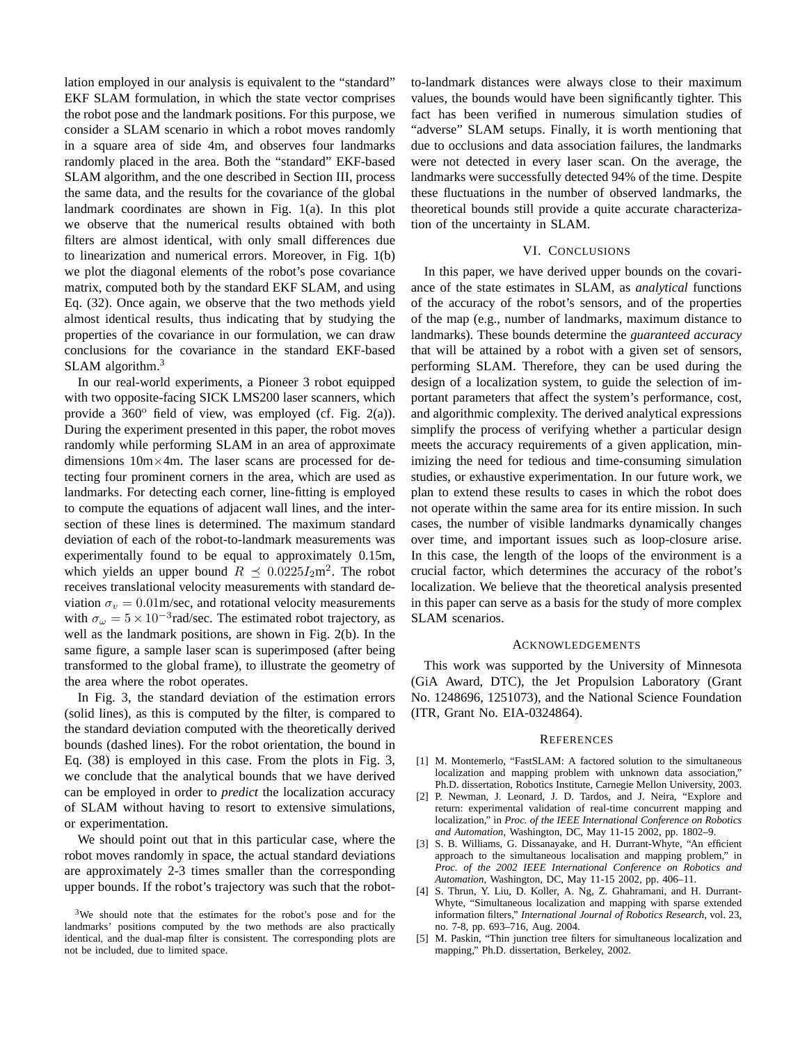lation employed in our analysis is equivalent to the "standard" EKF SLAM formulation, in which the state vector comprises the robot pose and the landmark positions. For this purpose, we consider a SLAM scenario in which a robot moves randomly in a square area of side 4m, and observes four landmarks randomly placed in the area. Both the "standard" EKF-based SLAM algorithm, and the one described in Section III, process the same data, and the results for the covariance of the global landmark coordinates are shown in Fig. 1(a). In this plot we observe that the numerical results obtained with both filters are almost identical, with only small differences due to linearization and numerical errors. Moreover, in Fig. 1(b) we plot the diagonal elements of the robot's pose covariance matrix, computed both by the standard EKF SLAM, and using Eq. (32). Once again, we observe that the two methods yield almost identical results, thus indicating that by studying the properties of the covariance in our formulation, we can draw conclusions for the covariance in the standard EKF-based SLAM algorithm.[3]

In our real-world experiments, a Pioneer 3 robot equipped with two opposite-facing SICK LMS200 laser scanners, which provide a $360^{o}$ field of view, was employed (cf. Fig. 2(a)). During the experiment presented in this paper, the robot moves randomly while performing SLAM in an area of approximate dimensions 10m$\times$4m. The laser scans are processed for detecting four prominent corners in the area, which are used as landmarks. For detecting each corner, line-fitting is employed to compute the equations of adjacent wall lines, and the intersection of these lines is determined. The maximum standard deviation of each of the robot-to-landmark measurements was experimentally found to be equal to approximately 0.15m, which yields an upper bound $R \preceq 0.0225 I_2 \text{m}^2$. The robot receives translational velocity measurements with standard deviation $\sigma_v = 0.01$m/sec, and rotational velocity measurements with $\sigma_\omega = 5 \times 10^{-3}$rad/sec. The estimated robot trajectory, as well as the landmark positions, are shown in Fig. 2(b). In the same figure, a sample laser scan is superimposed (after being transformed to the global frame), to illustrate the geometry of the area where the robot operates.

In Fig. 3, the standard deviation of the estimation errors (solid lines), as this is computed by the filter, is compared to the standard deviation computed with the theoretically derived bounds (dashed lines). For the robot orientation, the bound in Eq. (38) is employed in this case. From the plots in Fig. 3, we conclude that the analytical bounds that we have derived can be employed in order to *predict* the localization accuracy of SLAM without having to resort to extensive simulations, or experimentation.

We should point out that in this particular case, where the robot moves randomly in space, the actual standard deviations are approximately 2-3 times smaller than the corresponding upper bounds. If the robot's trajectory was such that the robot-to-landmark distances were always close to their maximum values, the bounds would have been significantly tighter. This fact has been verified in numerous simulation studies of "adverse" SLAM setups. Finally, it is worth mentioning that due to occlusions and data association failures, the landmarks were not detected in every laser scan. On the average, the landmarks were successfully detected 94% of the time. Despite these fluctuations in the number of observed landmarks, the theoretical bounds still provide a quite accurate characterization of the uncertainty in SLAM.

[3]We should note that the estimates for the robot's pose and for the landmarks' positions computed by the two methods are also practically identical, and the dual-map filter is consistent. The corresponding plots are not be included, due to limited space.

## VI. Conclusions

In this paper, we have derived upper bounds on the covariance of the state estimates in SLAM, as *analytical* functions of the accuracy of the robot's sensors, and of the properties of the map (e.g., number of landmarks, maximum distance to landmarks). These bounds determine the *guaranteed accuracy* that will be attained by a robot with a given set of sensors, performing SLAM. Therefore, they can be used during the design of a localization system, to guide the selection of important parameters that affect the system's performance, cost, and algorithmic complexity. The derived analytical expressions simplify the process of verifying whether a particular design meets the accuracy requirements of a given application, minimizing the need for tedious and time-consuming simulation studies, or exhaustive experimentation. In our future work, we plan to extend these results to cases in which the robot does not operate within the same area for its entire mission. In such cases, the number of visible landmarks dynamically changes over time, and important issues such as loop-closure arise. In this case, the length of the loops of the environment is a crucial factor, which determines the accuracy of the robot's localization. We believe that the theoretical analysis presented in this paper can serve as a basis for the study of more complex SLAM scenarios.

## Acknowledgements

This work was supported by the University of Minnesota (GiA Award, DTC), the Jet Propulsion Laboratory (Grant No. 1248696, 1251073), and the National Science Foundation (ITR, Grant No. EIA-0324864).

## References

[1] M. Montemerlo, "FastSLAM: A factored solution to the simultaneous localization and mapping problem with unknown data association," Ph.D. dissertation, Robotics Institute, Carnegie Mellon University, 2003.

[2] P. Newman, J. Leonard, J. D. Tardos, and J. Neira, "Explore and return: experimental validation of real-time concurrent mapping and localization," in *Proc. of the IEEE International Conference on Robotics and Automation*, Washington, DC, May 11-15 2002, pp. 1802–9.

[3] S. B. Williams, G. Dissanayake, and H. Durrant-Whyte, "An efficient approach to the simultaneous localisation and mapping problem," in *Proc. of the 2002 IEEE International Conference on Robotics and Automation*, Washington, DC, May 11-15 2002, pp. 406–11.

[4] S. Thrun, Y. Liu, D. Koller, A. Ng, Z. Ghahramani, and H. Durrant-Whyte, "Simultaneous localization and mapping with sparse extended information filters," *International Journal of Robotics Research*, vol. 23, no. 7-8, pp. 693–716, Aug. 2004.

[5] M. Paskin, "Thin junction tree filters for simultaneous localization and mapping," Ph.D. dissertation, Berkeley, 2002.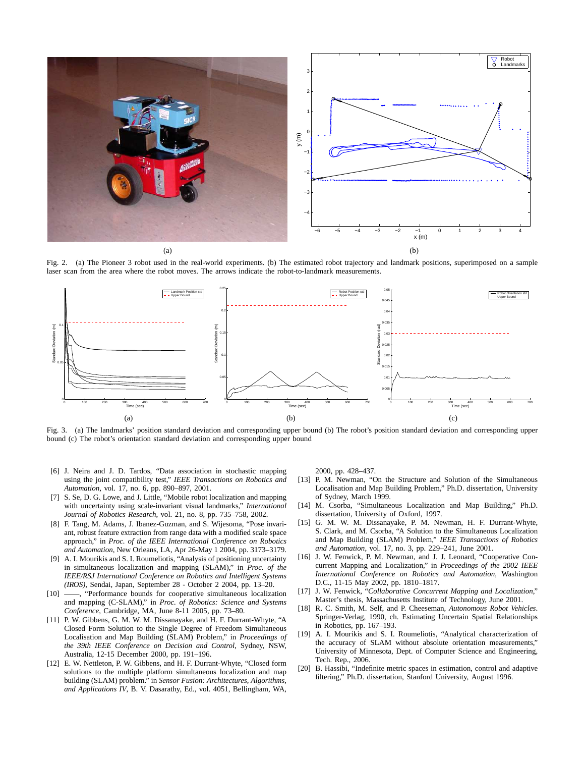(a)

Robot
Landmarks

y (m)

x (m)

(b)

Fig. 2. (a) The Pioneer 3 robot used in the real-world experiments. (b) The estimated robot trajectory and landmark positions, superimposed on a sample laser scan from the area where the robot moves. The arrows indicate the robot-to-landmark measurements.

Landmark Position std
Upper Bound

Standard Deviation (m)

Time (sec)

(a)

Robot Position std
Upper Bound

Standard Deviation (m)

Time (sec)

(b)

Robot Orientation std
Upper Bound

Standard Deviation (rad)

Time (sec)

(c)

Fig. 3. (a) The landmarks' position standard deviation and corresponding upper bound (b) The robot's position standard deviation and corresponding upper bound (c) The robot's orientation standard deviation and corresponding upper bound

[6] J. Neira and J. D. Tardos, "Data association in stochastic mapping using the joint compatibility test," *IEEE Transactions on Robotics and Automation*, vol. 17, no. 6, pp. 890–897, 2001.

[7] S. Se, D. G. Lowe, and J. Little, "Mobile robot localization and mapping with uncertainty using scale-invariant visual landmarks," *International Journal of Robotics Research*, vol. 21, no. 8, pp. 735–758, 2002.

[8] F. Tang, M. Adams, J. Ibanez-Guzman, and S. Wijesoma, "Pose invariant, robust feature extraction from range data with a modified scale space approach," in *Proc. of the IEEE International Conference on Robotics and Automation*, New Orleans, LA, Apr 26-May 1 2004, pp. 3173–3179.

[9] A. I. Mourikis and S. I. Roumeliotis, "Analysis of positioning uncertainty in simultaneous localization and mapping (SLAM)," in *Proc. of the IEEE/RSJ International Conference on Robotics and Intelligent Systems (IROS)*, Sendai, Japan, September 28 - October 2 2004, pp. 13–20.

[10] ——, "Performance bounds for cooperative simultaneous localization and mapping (C-SLAM)," in *Proc. of Robotics: Science and Systems Conference*, Cambridge, MA, June 8-11 2005, pp. 73–80.

[11] P. W. Gibbens, G. M. W. M. Dissanayake, and H. F. Durrant-Whyte, "A Closed Form Solution to the Single Degree of Freedom Simultaneous Localisation and Map Building (SLAM) Problem," in *Proceedings of the 39th IEEE Conference on Decision and Control*, Sydney, NSW, Australia, 12-15 December 2000, pp. 191–196.

[12] E. W. Nettleton, P. W. Gibbens, and H. F. Durrant-Whyte, "Closed form solutions to the multiple platform simultaneous localization and map building (SLAM) problem." in *Sensor Fusion: Architectures, Algorithms, and Applications IV*, B. V. Dasarathy, Ed., vol. 4051, Bellingham, WA, 2000, pp. 428–437.

[13] P. M. Newman, "On the Structure and Solution of the Simultaneous Localisation and Map Building Problem," Ph.D. dissertation, University of Sydney, March 1999.

[14] M. Csorba, "Simultaneous Localization and Map Building," Ph.D. dissertation, University of Oxford, 1997.

[15] G. M. W. M. Dissanayake, P. M. Newman, H. F. Durrant-Whyte, S. Clark, and M. Csorba, "A Solution to the Simultaneous Localization and Map Building (SLAM) Problem," *IEEE Transactions of Robotics and Automation*, vol. 17, no. 3, pp. 229–241, June 2001.

[16] J. W. Fenwick, P. M. Newman, and J. J. Leonard, "Cooperative Concurrent Mapping and Localization," in *Proceedings of the 2002 IEEE International Conference on Robotics and Automation*, Washington D.C., 11-15 May 2002, pp. 1810–1817.

[17] J. W. Fenwick, "*Collaborative Concurrent Mapping and Localization*," Master's thesis, Massachusetts Institute of Technology, June 2001.

[18] R. C. Smith, M. Self, and P. Cheeseman, *Autonomous Robot Vehicles*. Springer-Verlag, 1990, ch. Estimating Uncertain Spatial Relationships in Robotics, pp. 167–193.

[19] A. I. Mourikis and S. I. Roumeliotis, "Analytical characterization of the accuracy of SLAM without absolute orientation measurements," University of Minnesota, Dept. of Computer Science and Engineering, Tech. Rep., 2006.

[20] B. Hassibi, "Indefinite metric spaces in estimation, control and adaptive filtering," Ph.D. dissertation, Stanford University, August 1996.